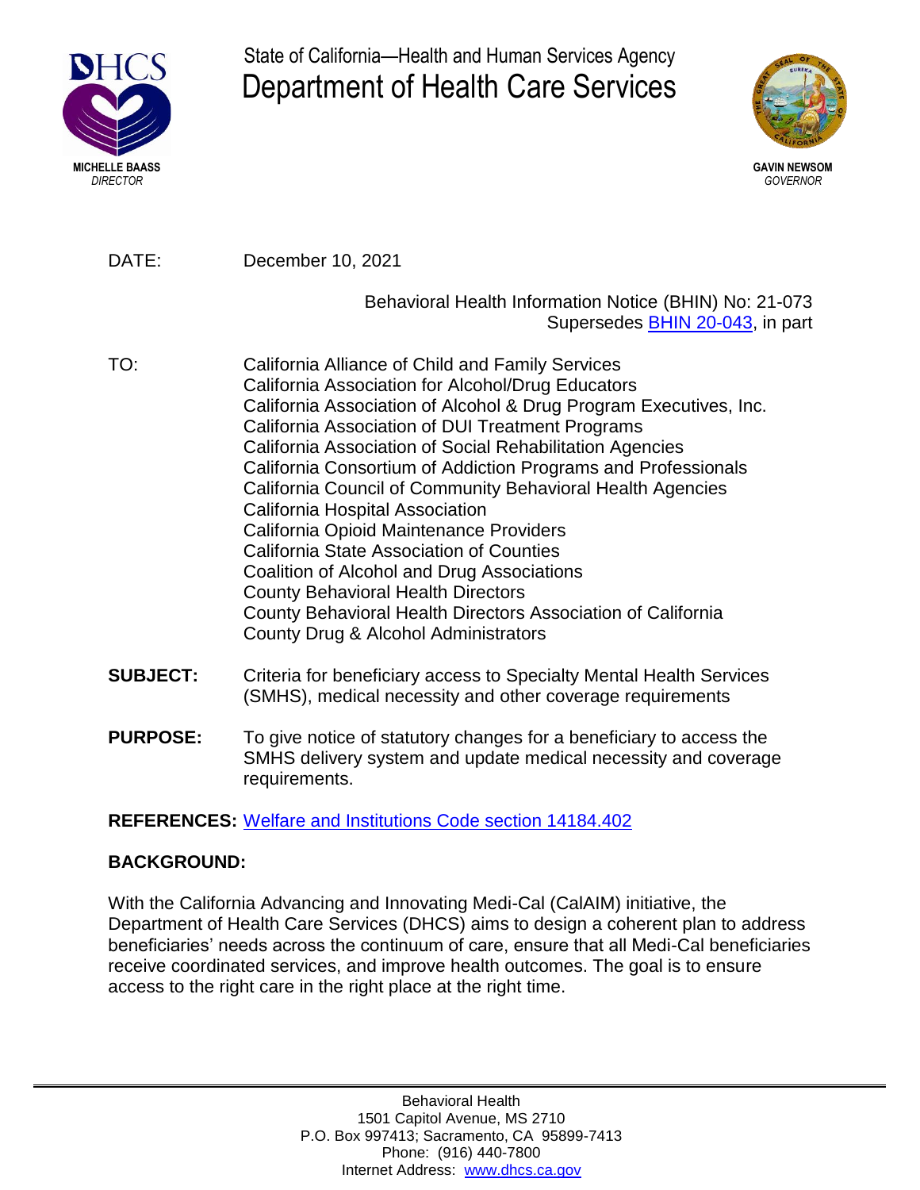State of California—Health and Human Services Agency

# Department of Health Care Services

**MICHELLE BAASS**
*DIRECTOR*

**GAVIN NEWSOM**
*GOVERNOR*

DATE: December 10, 2021

Behavioral Health Information Notice (BHIN) No: 21-073
Supersedes BHIN 20-043, in part

TO:
California Alliance of Child and Family Services
California Association for Alcohol/Drug Educators
California Association of Alcohol & Drug Program Executives, Inc.
California Association of DUI Treatment Programs
California Association of Social Rehabilitation Agencies
California Consortium of Addiction Programs and Professionals
California Council of Community Behavioral Health Agencies
California Hospital Association
California Opioid Maintenance Providers
California State Association of Counties
Coalition of Alcohol and Drug Associations
County Behavioral Health Directors
County Behavioral Health Directors Association of California
County Drug & Alcohol Administrators

**SUBJECT:** Criteria for beneficiary access to Specialty Mental Health Services (SMHS), medical necessity and other coverage requirements

**PURPOSE:** To give notice of statutory changes for a beneficiary to access the SMHS delivery system and update medical necessity and coverage requirements.

**REFERENCES:** Welfare and Institutions Code section 14184.402

**BACKGROUND:**

With the California Advancing and Innovating Medi-Cal (CalAIM) initiative, the Department of Health Care Services (DHCS) aims to design a coherent plan to address beneficiaries' needs across the continuum of care, ensure that all Medi-Cal beneficiaries receive coordinated services, and improve health outcomes. The goal is to ensure access to the right care in the right place at the right time.

Behavioral Health
1501 Capitol Avenue, MS 2710
P.O. Box 997413; Sacramento, CA 95899-7413
Phone: (916) 440-7800
Internet Address: www.dhcs.ca.gov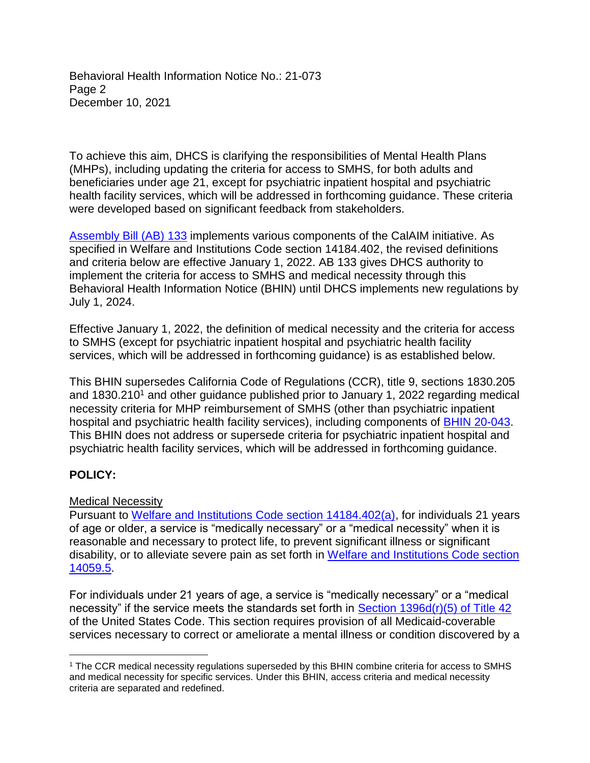To achieve this aim, DHCS is clarifying the responsibilities of Mental Health Plans (MHPs), including updating the criteria for access to SMHS, for both adults and beneficiaries under age 21, except for psychiatric inpatient hospital and psychiatric health facility services, which will be addressed in forthcoming guidance. These criteria were developed based on significant feedback from stakeholders.

Assembly Bill (AB) 133 implements various components of the CalAIM initiative. As specified in Welfare and Institutions Code section 14184.402, the revised definitions and criteria below are effective January 1, 2022. AB 133 gives DHCS authority to implement the criteria for access to SMHS and medical necessity through this Behavioral Health Information Notice (BHIN) until DHCS implements new regulations by July 1, 2024.

Effective January 1, 2022, the definition of medical necessity and the criteria for access to SMHS (except for psychiatric inpatient hospital and psychiatric health facility services, which will be addressed in forthcoming guidance) is as established below.

This BHIN supersedes California Code of Regulations (CCR), title 9, sections 1830.205 and 1830.210[1] and other guidance published prior to January 1, 2022 regarding medical necessity criteria for MHP reimbursement of SMHS (other than psychiatric inpatient hospital and psychiatric health facility services), including components of BHIN 20-043. This BHIN does not address or supersede criteria for psychiatric inpatient hospital and psychiatric health facility services, which will be addressed in forthcoming guidance.

## POLICY:

### Medical Necessity

Pursuant to Welfare and Institutions Code section 14184.402(a), for individuals 21 years of age or older, a service is "medically necessary" or a "medical necessity" when it is reasonable and necessary to protect life, to prevent significant illness or significant disability, or to alleviate severe pain as set forth in Welfare and Institutions Code section 14059.5.

For individuals under 21 years of age, a service is "medically necessary" or a "medical necessity" if the service meets the standards set forth in Section 1396d(r)(5) of Title 42 of the United States Code. This section requires provision of all Medicaid-coverable services necessary to correct or ameliorate a mental illness or condition discovered by a

[1] The CCR medical necessity regulations superseded by this BHIN combine criteria for access to SMHS and medical necessity for specific services. Under this BHIN, access criteria and medical necessity criteria are separated and redefined.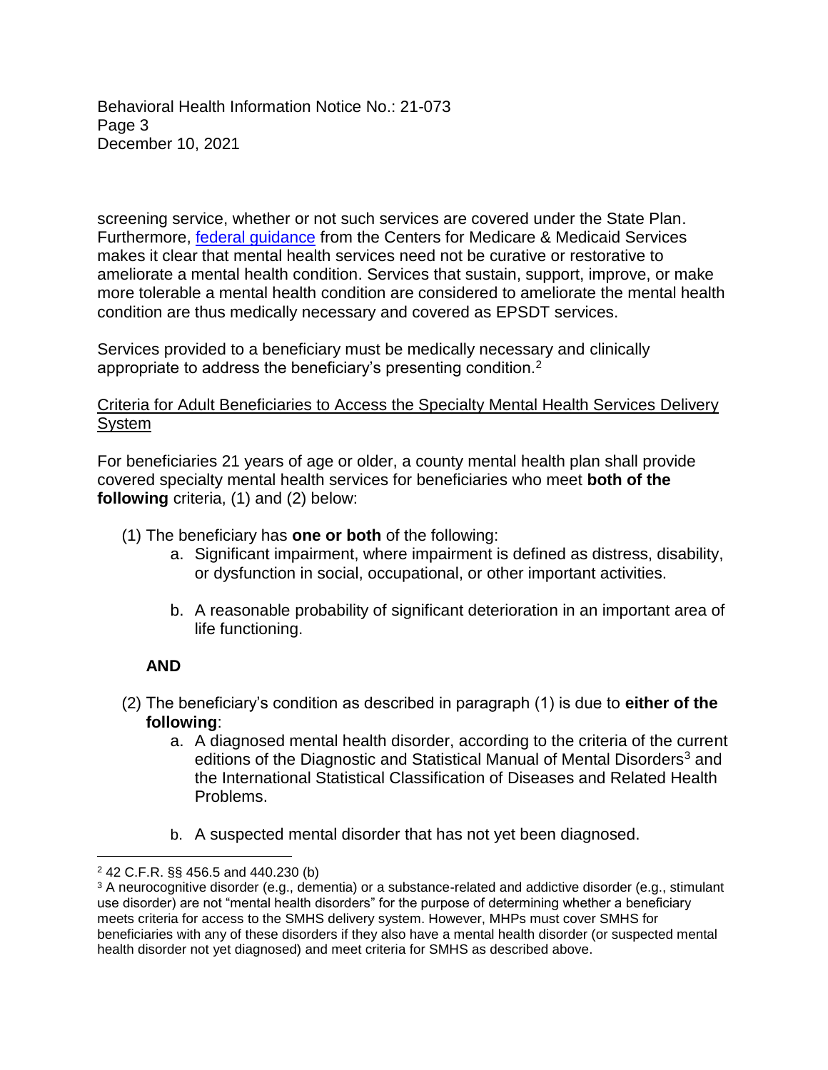screening service, whether or not such services are covered under the State Plan. Furthermore, [federal guidance](federal guidance) from the Centers for Medicare & Medicaid Services makes it clear that mental health services need not be curative or restorative to ameliorate a mental health condition. Services that sustain, support, improve, or make more tolerable a mental health condition are considered to ameliorate the mental health condition are thus medically necessary and covered as EPSDT services.

Services provided to a beneficiary must be medically necessary and clinically appropriate to address the beneficiary's presenting condition.[2]

<u>Criteria for Adult Beneficiaries to Access the Specialty Mental Health Services Delivery System</u>

For beneficiaries 21 years of age or older, a county mental health plan shall provide covered specialty mental health services for beneficiaries who meet **both of the following** criteria, (1) and (2) below:

(1) The beneficiary has **one or both** of the following:
    a. Significant impairment, where impairment is defined as distress, disability, or dysfunction in social, occupational, or other important activities.

    b. A reasonable probability of significant deterioration in an important area of life functioning.

**AND**

(2) The beneficiary's condition as described in paragraph (1) is due to **either of the following**:
    a. A diagnosed mental health disorder, according to the criteria of the current editions of the Diagnostic and Statistical Manual of Mental Disorders[3] and the International Statistical Classification of Diseases and Related Health Problems.

    b. A suspected mental disorder that has not yet been diagnosed.

---

[2] 42 C.F.R. §§ 456.5 and 440.230 (b)

[3] A neurocognitive disorder (e.g., dementia) or a substance-related and addictive disorder (e.g., stimulant use disorder) are not "mental health disorders" for the purpose of determining whether a beneficiary meets criteria for access to the SMHS delivery system. However, MHPs must cover SMHS for beneficiaries with any of these disorders if they also have a mental health disorder (or suspected mental health disorder not yet diagnosed) and meet criteria for SMHS as described above.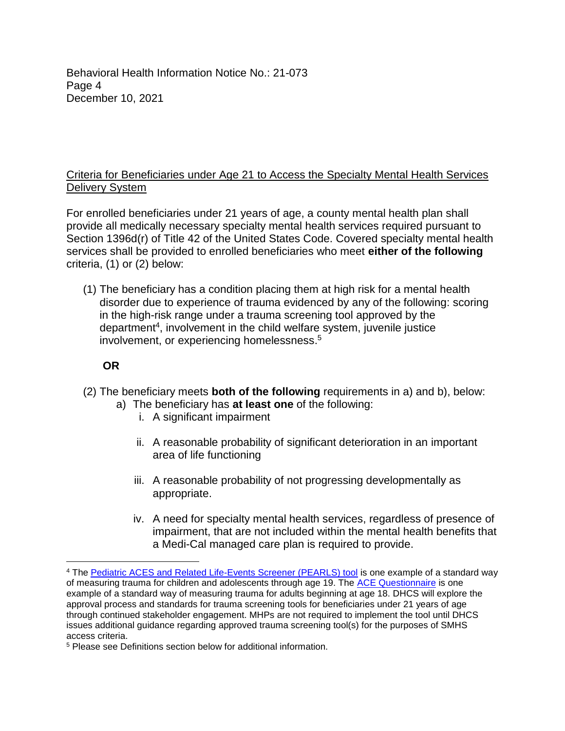Criteria for Beneficiaries under Age 21 to Access the Specialty Mental Health Services Delivery System

For enrolled beneficiaries under 21 years of age, a county mental health plan shall provide all medically necessary specialty mental health services required pursuant to Section 1396d(r) of Title 42 of the United States Code. Covered specialty mental health services shall be provided to enrolled beneficiaries who meet **either of the following** criteria, (1) or (2) below:

(1) The beneficiary has a condition placing them at high risk for a mental health disorder due to experience of trauma evidenced by any of the following: scoring in the high-risk range under a trauma screening tool approved by the department[4], involvement in the child welfare system, juvenile justice involvement, or experiencing homelessness.[5]

**OR**

(2) The beneficiary meets **both of the following** requirements in a) and b), below:

a) The beneficiary has **at least one** of the following:

i. A significant impairment

ii. A reasonable probability of significant deterioration in an important area of life functioning

iii. A reasonable probability of not progressing developmentally as appropriate.

iv. A need for specialty mental health services, regardless of presence of impairment, that are not included within the mental health benefits that a Medi-Cal managed care plan is required to provide.

---

[4] The Pediatric ACES and Related Life-Events Screener (PEARLS) tool is one example of a standard way of measuring trauma for children and adolescents through age 19. The ACE Questionnaire is one example of a standard way of measuring trauma for adults beginning at age 18. DHCS will explore the approval process and standards for trauma screening tools for beneficiaries under 21 years of age through continued stakeholder engagement. MHPs are not required to implement the tool until DHCS issues additional guidance regarding approved trauma screening tool(s) for the purposes of SMHS access criteria.

[5] Please see Definitions section below for additional information.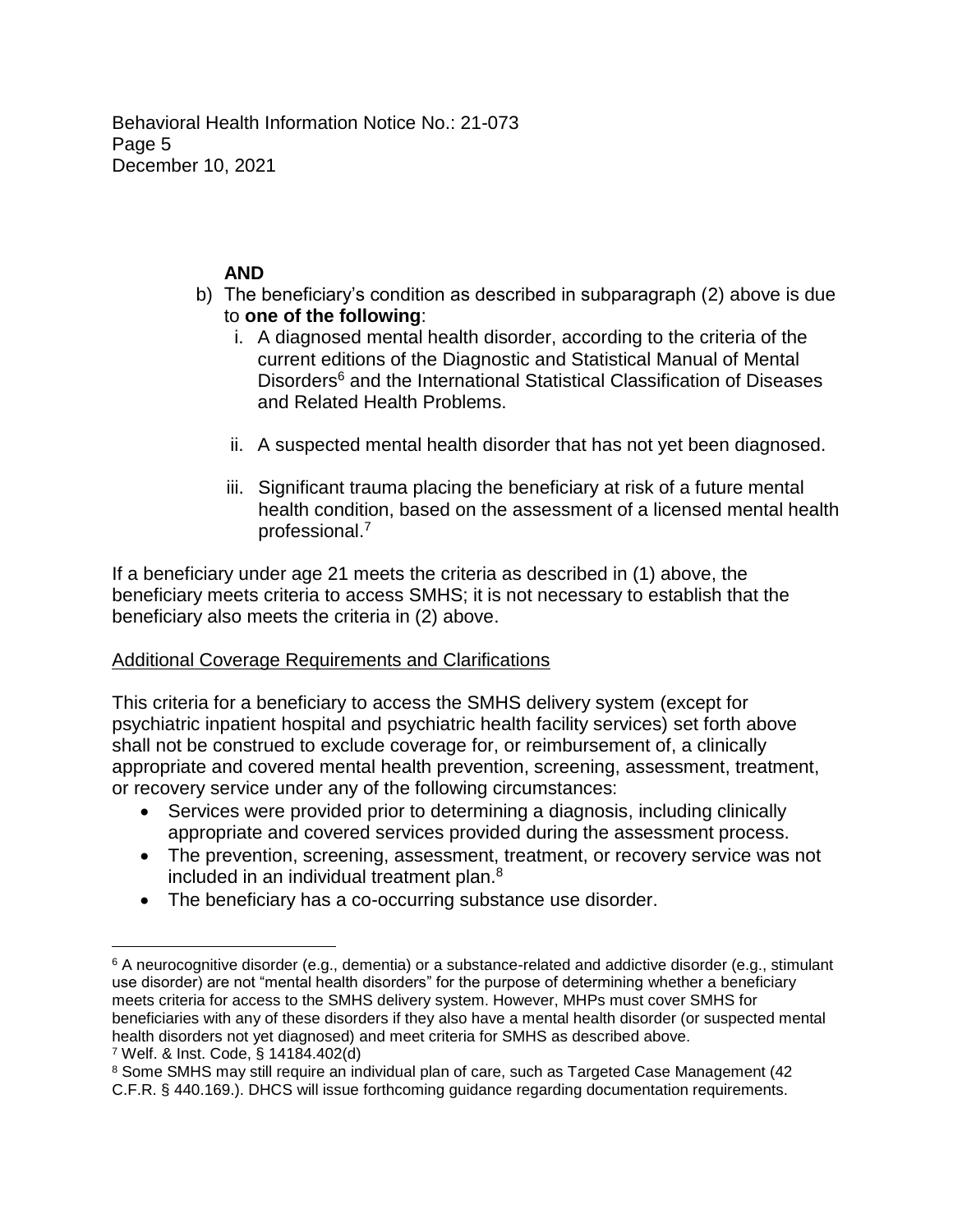**AND**

b) The beneficiary's condition as described in subparagraph (2) above is due to **one of the following**:

   i. A diagnosed mental health disorder, according to the criteria of the current editions of the Diagnostic and Statistical Manual of Mental Disorders[6] and the International Statistical Classification of Diseases and Related Health Problems.

   ii. A suspected mental health disorder that has not yet been diagnosed.

   iii. Significant trauma placing the beneficiary at risk of a future mental health condition, based on the assessment of a licensed mental health professional.[7]

If a beneficiary under age 21 meets the criteria as described in (1) above, the beneficiary meets criteria to access SMHS; it is not necessary to establish that the beneficiary also meets the criteria in (2) above.

<u>Additional Coverage Requirements and Clarifications</u>

This criteria for a beneficiary to access the SMHS delivery system (except for psychiatric inpatient hospital and psychiatric health facility services) set forth above shall not be construed to exclude coverage for, or reimbursement of, a clinically appropriate and covered mental health prevention, screening, assessment, treatment, or recovery service under any of the following circumstances:

- Services were provided prior to determining a diagnosis, including clinically appropriate and covered services provided during the assessment process.
- The prevention, screening, assessment, treatment, or recovery service was not included in an individual treatment plan.[8]
- The beneficiary has a co-occurring substance use disorder.

---

[6] A neurocognitive disorder (e.g., dementia) or a substance-related and addictive disorder (e.g., stimulant use disorder) are not "mental health disorders" for the purpose of determining whether a beneficiary meets criteria for access to the SMHS delivery system. However, MHPs must cover SMHS for beneficiaries with any of these disorders if they also have a mental health disorder (or suspected mental health disorders not yet diagnosed) and meet criteria for SMHS as described above.

[7] Welf. & Inst. Code, § 14184.402(d)

[8] Some SMHS may still require an individual plan of care, such as Targeted Case Management (42 C.F.R. § 440.169.). DHCS will issue forthcoming guidance regarding documentation requirements.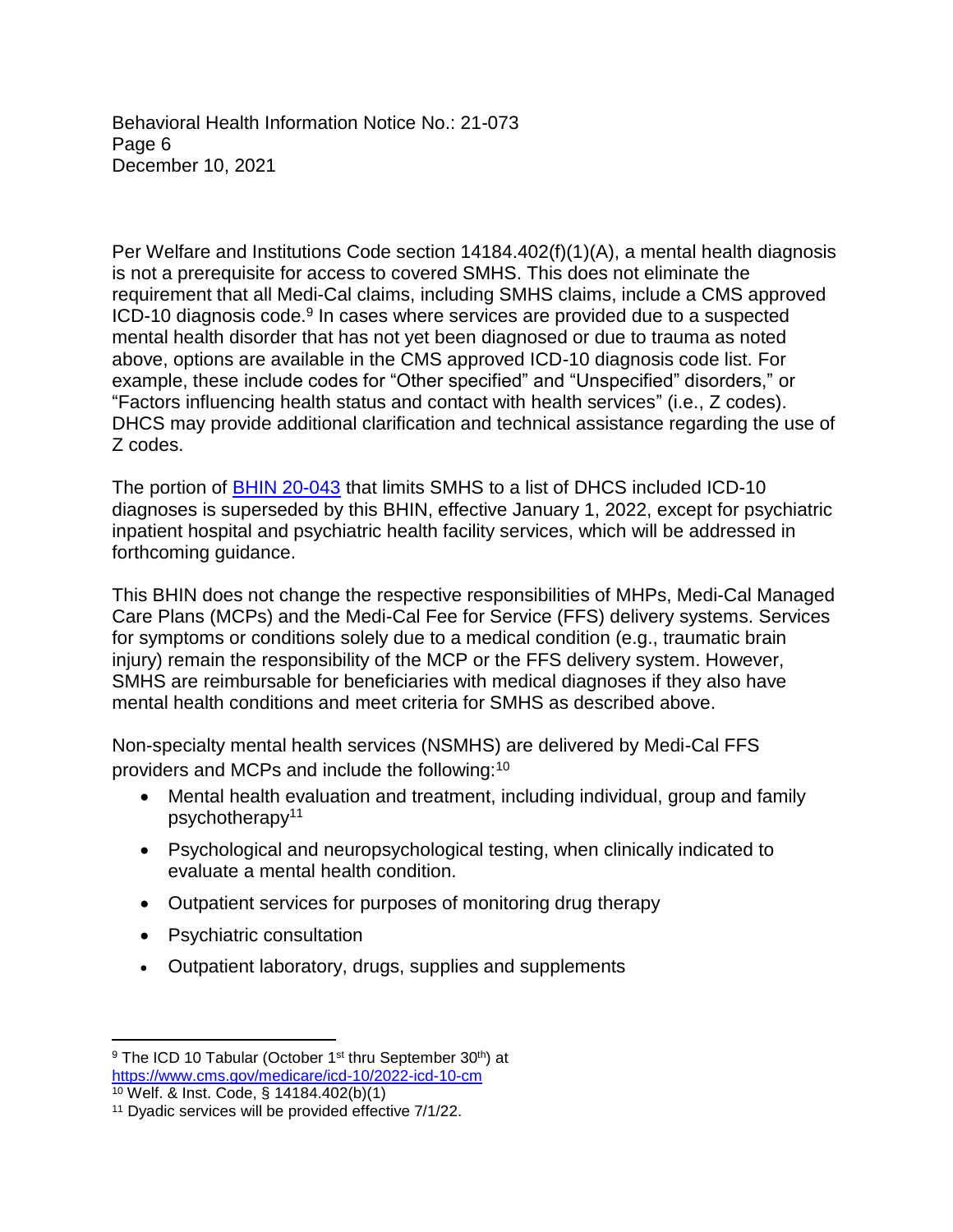Per Welfare and Institutions Code section 14184.402(f)(1)(A), a mental health diagnosis is not a prerequisite for access to covered SMHS. This does not eliminate the requirement that all Medi-Cal claims, including SMHS claims, include a CMS approved ICD-10 diagnosis code.[9] In cases where services are provided due to a suspected mental health disorder that has not yet been diagnosed or due to trauma as noted above, options are available in the CMS approved ICD-10 diagnosis code list. For example, these include codes for "Other specified" and "Unspecified" disorders," or "Factors influencing health status and contact with health services" (i.e., Z codes). DHCS may provide additional clarification and technical assistance regarding the use of Z codes.

The portion of [BHIN 20-043](BHIN 20-043) that limits SMHS to a list of DHCS included ICD-10 diagnoses is superseded by this BHIN, effective January 1, 2022, except for psychiatric inpatient hospital and psychiatric health facility services, which will be addressed in forthcoming guidance.

This BHIN does not change the respective responsibilities of MHPs, Medi-Cal Managed Care Plans (MCPs) and the Medi-Cal Fee for Service (FFS) delivery systems. Services for symptoms or conditions solely due to a medical condition (e.g., traumatic brain injury) remain the responsibility of the MCP or the FFS delivery system. However, SMHS are reimbursable for beneficiaries with medical diagnoses if they also have mental health conditions and meet criteria for SMHS as described above.

Non-specialty mental health services (NSMHS) are delivered by Medi-Cal FFS providers and MCPs and include the following:[10]

- Mental health evaluation and treatment, including individual, group and family psychotherapy[11]
- Psychological and neuropsychological testing, when clinically indicated to evaluate a mental health condition.
- Outpatient services for purposes of monitoring drug therapy
- Psychiatric consultation
- Outpatient laboratory, drugs, supplies and supplements

---

[9] The ICD 10 Tabular (October 1st thru September 30th) at https://www.cms.gov/medicare/icd-10/2022-icd-10-cm

[10] Welf. & Inst. Code, § 14184.402(b)(1)

[11] Dyadic services will be provided effective 7/1/22.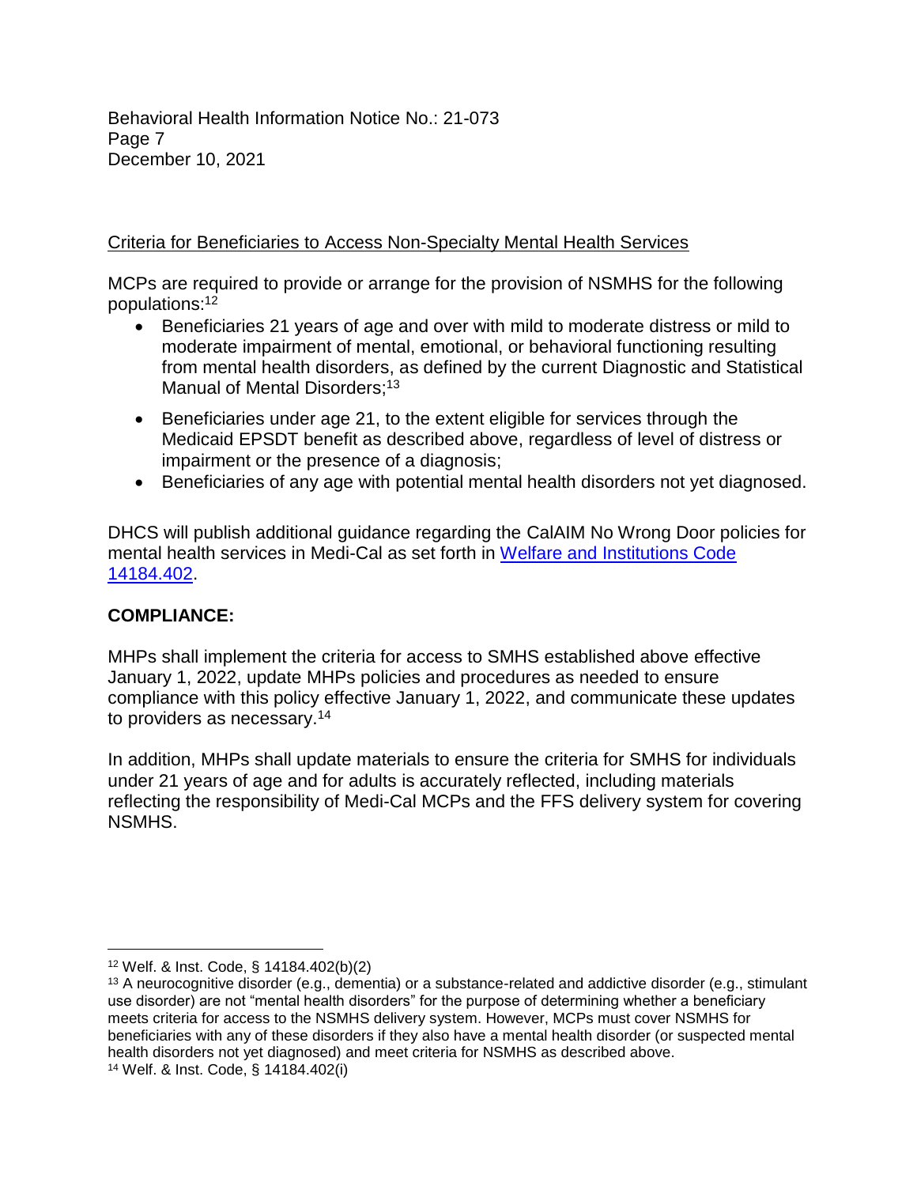Criteria for Beneficiaries to Access Non-Specialty Mental Health Services

MCPs are required to provide or arrange for the provision of NSMHS for the following populations:[12]

- Beneficiaries 21 years of age and over with mild to moderate distress or mild to moderate impairment of mental, emotional, or behavioral functioning resulting from mental health disorders, as defined by the current Diagnostic and Statistical Manual of Mental Disorders;[13]
- Beneficiaries under age 21, to the extent eligible for services through the Medicaid EPSDT benefit as described above, regardless of level of distress or impairment or the presence of a diagnosis;
- Beneficiaries of any age with potential mental health disorders not yet diagnosed.

DHCS will publish additional guidance regarding the CalAIM No Wrong Door policies for mental health services in Medi-Cal as set forth in [Welfare and Institutions Code 14184.402](https://leginfo.legislature.ca.gov/).

**COMPLIANCE:**

MHPs shall implement the criteria for access to SMHS established above effective January 1, 2022, update MHPs policies and procedures as needed to ensure compliance with this policy effective January 1, 2022, and communicate these updates to providers as necessary.[14]

In addition, MHPs shall update materials to ensure the criteria for SMHS for individuals under 21 years of age and for adults is accurately reflected, including materials reflecting the responsibility of Medi-Cal MCPs and the FFS delivery system for covering NSMHS.

---

[12] Welf. & Inst. Code, § 14184.402(b)(2)

[13] A neurocognitive disorder (e.g., dementia) or a substance-related and addictive disorder (e.g., stimulant use disorder) are not "mental health disorders" for the purpose of determining whether a beneficiary meets criteria for access to the NSMHS delivery system. However, MCPs must cover NSMHS for beneficiaries with any of these disorders if they also have a mental health disorder (or suspected mental health disorders not yet diagnosed) and meet criteria for NSMHS as described above.

[14] Welf. & Inst. Code, § 14184.402(i)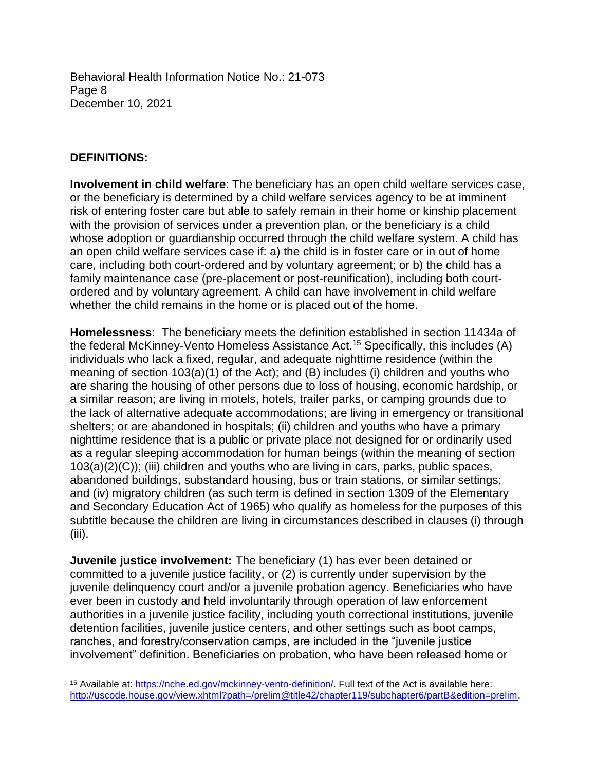**DEFINITIONS:**

**Involvement in child welfare**: The beneficiary has an open child welfare services case, or the beneficiary is determined by a child welfare services agency to be at imminent risk of entering foster care but able to safely remain in their home or kinship placement with the provision of services under a prevention plan, or the beneficiary is a child whose adoption or guardianship occurred through the child welfare system. A child has an open child welfare services case if: a) the child is in foster care or in out of home care, including both court-ordered and by voluntary agreement; or b) the child has a family maintenance case (pre-placement or post-reunification), including both court-ordered and by voluntary agreement. A child can have involvement in child welfare whether the child remains in the home or is placed out of the home.

**Homelessness**: The beneficiary meets the definition established in section 11434a of the federal McKinney-Vento Homeless Assistance Act.[15] Specifically, this includes (A) individuals who lack a fixed, regular, and adequate nighttime residence (within the meaning of section 103(a)(1) of the Act); and (B) includes (i) children and youths who are sharing the housing of other persons due to loss of housing, economic hardship, or a similar reason; are living in motels, hotels, trailer parks, or camping grounds due to the lack of alternative adequate accommodations; are living in emergency or transitional shelters; or are abandoned in hospitals; (ii) children and youths who have a primary nighttime residence that is a public or private place not designed for or ordinarily used as a regular sleeping accommodation for human beings (within the meaning of section 103(a)(2)(C)); (iii) children and youths who are living in cars, parks, public spaces, abandoned buildings, substandard housing, bus or train stations, or similar settings; and (iv) migratory children (as such term is defined in section 1309 of the Elementary and Secondary Education Act of 1965) who qualify as homeless for the purposes of this subtitle because the children are living in circumstances described in clauses (i) through (iii).

**Juvenile justice involvement:** The beneficiary (1) has ever been detained or committed to a juvenile justice facility, or (2) is currently under supervision by the juvenile delinquency court and/or a juvenile probation agency. Beneficiaries who have ever been in custody and held involuntarily through operation of law enforcement authorities in a juvenile justice facility, including youth correctional institutions, juvenile detention facilities, juvenile justice centers, and other settings such as boot camps, ranches, and forestry/conservation camps, are included in the "juvenile justice involvement" definition. Beneficiaries on probation, who have been released home or

---

[15] Available at: https://nche.ed.gov/mckinney-vento-definition/. Full text of the Act is available here: http://uscode.house.gov/view.xhtml?path=/prelim@title42/chapter119/subchapter6/partB&edition=prelim.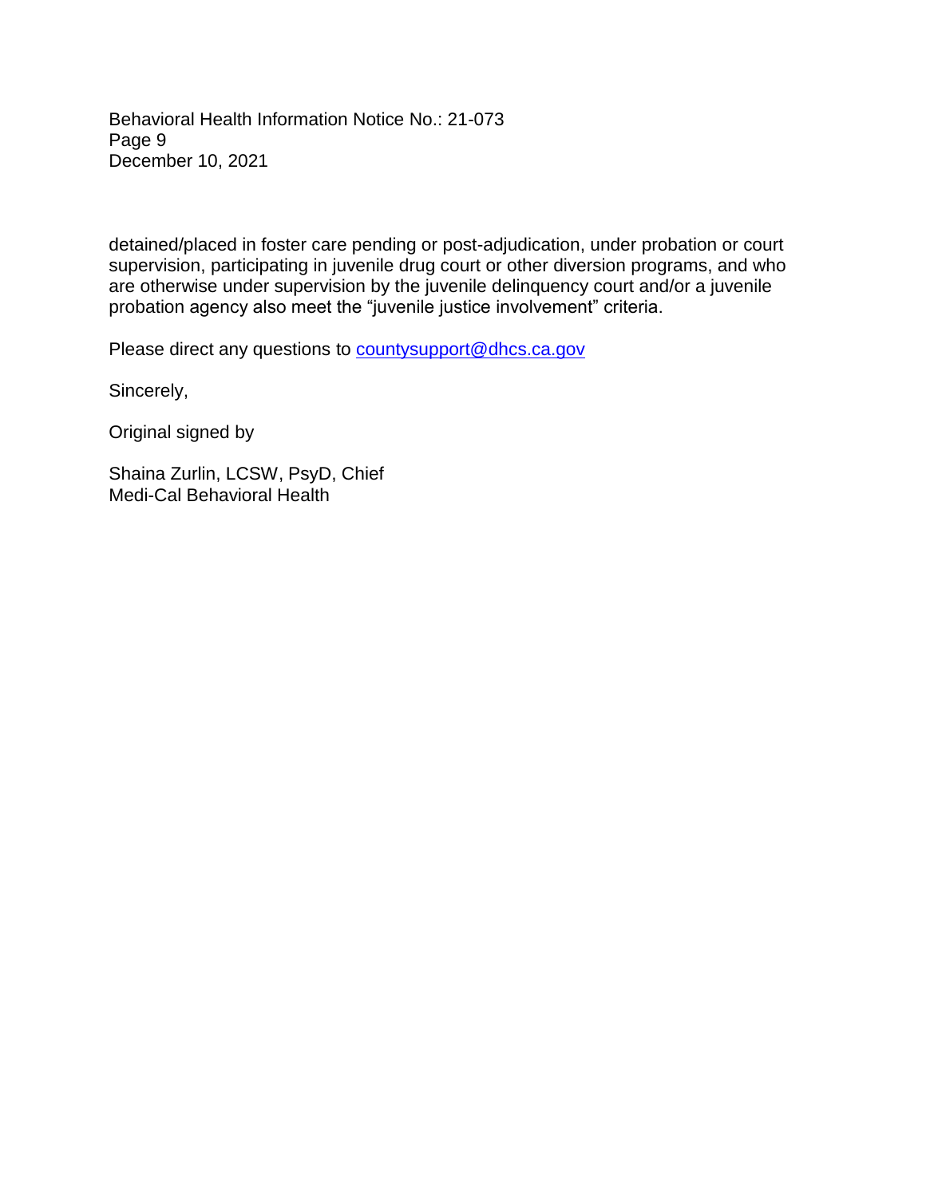detained/placed in foster care pending or post-adjudication, under probation or court supervision, participating in juvenile drug court or other diversion programs, and who are otherwise under supervision by the juvenile delinquency court and/or a juvenile probation agency also meet the "juvenile justice involvement" criteria.

Please direct any questions to countysupport@dhcs.ca.gov

Sincerely,

Original signed by

Shaina Zurlin, LCSW, PsyD, Chief
Medi-Cal Behavioral Health